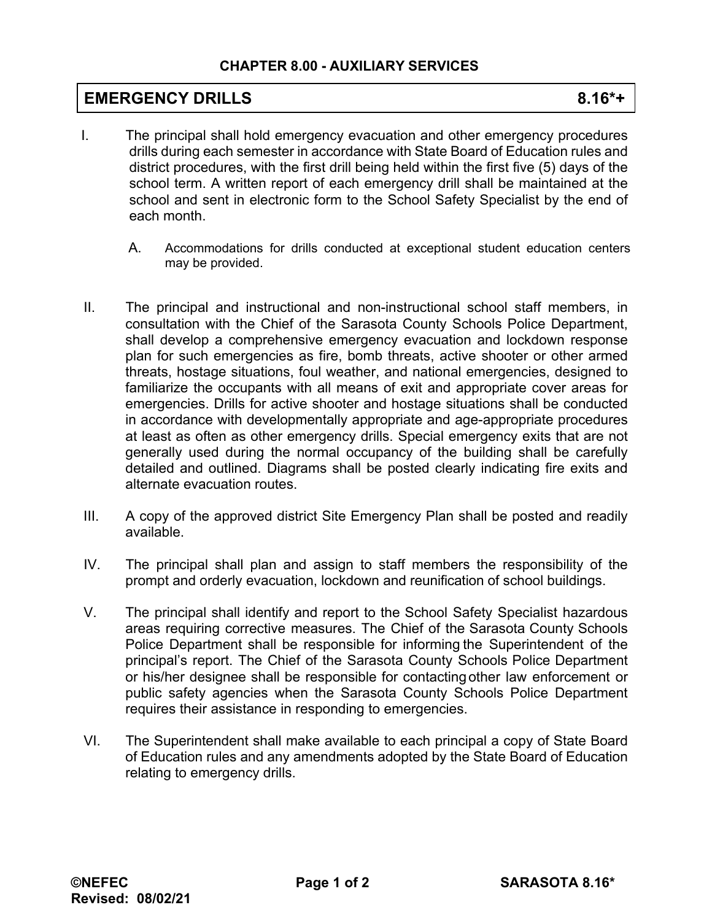## CHAPTER 8.00 - AUXILIARY SERVICES

# EMERGENCY DRILLS 8.16*+

I. The principal shall hold emergency evacuation and other emergency procedures drills during each semester in accordance with State Board of Education rules and district procedures, with the first drill being held within the first five (5) days of the school term. A written report of each emergency drill shall be maintained at the school and sent in electronic form to the School Safety Specialist by the end of each month.

   A. Accommodations for drills conducted at exceptional student education centers may be provided.

II. The principal and instructional and non-instructional school staff members, in consultation with the Chief of the Sarasota County Schools Police Department, shall develop a comprehensive emergency evacuation and lockdown response plan for such emergencies as fire, bomb threats, active shooter or other armed threats, hostage situations, foul weather, and national emergencies, designed to familiarize the occupants with all means of exit and appropriate cover areas for emergencies. Drills for active shooter and hostage situations shall be conducted in accordance with developmentally appropriate and age-appropriate procedures at least as often as other emergency drills. Special emergency exits that are not generally used during the normal occupancy of the building shall be carefully detailed and outlined. Diagrams shall be posted clearly indicating fire exits and alternate evacuation routes.

III. A copy of the approved district Site Emergency Plan shall be posted and readily available.

IV. The principal shall plan and assign to staff members the responsibility of the prompt and orderly evacuation, lockdown and reunification of school buildings.

V. The principal shall identify and report to the School Safety Specialist hazardous areas requiring corrective measures. The Chief of the Sarasota County Schools Police Department shall be responsible for informing the Superintendent of the principal's report. The Chief of the Sarasota County Schools Police Department or his/her designee shall be responsible for contacting other law enforcement or public safety agencies when the Sarasota County Schools Police Department requires their assistance in responding to emergencies.

VI. The Superintendent shall make available to each principal a copy of State Board of Education rules and any amendments adopted by the State Board of Education relating to emergency drills.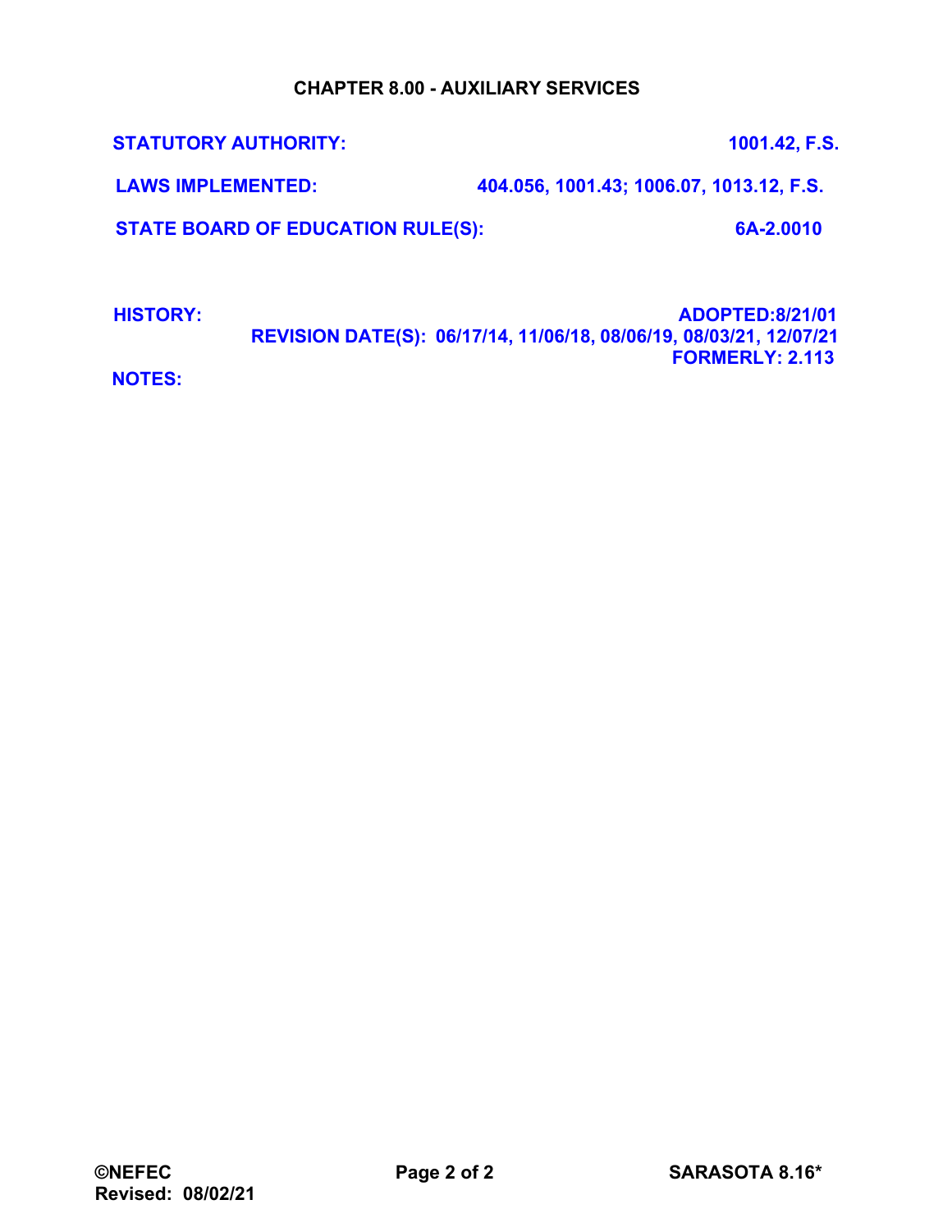**CHAPTER 8.00 - AUXILIARY SERVICES**

**STATUTORY AUTHORITY:** **1001.42, F.S.**

**LAWS IMPLEMENTED:** **404.056, 1001.43; 1006.07, 1013.12, F.S.**

**STATE BOARD OF EDUCATION RULE(S):** **6A-2.0010**

**HISTORY:** **ADOPTED:8/21/01**
**REVISION DATE(S): 06/17/14, 11/06/18, 08/06/19, 08/03/21, 12/07/21**
**FORMERLY: 2.113**

**NOTES:**